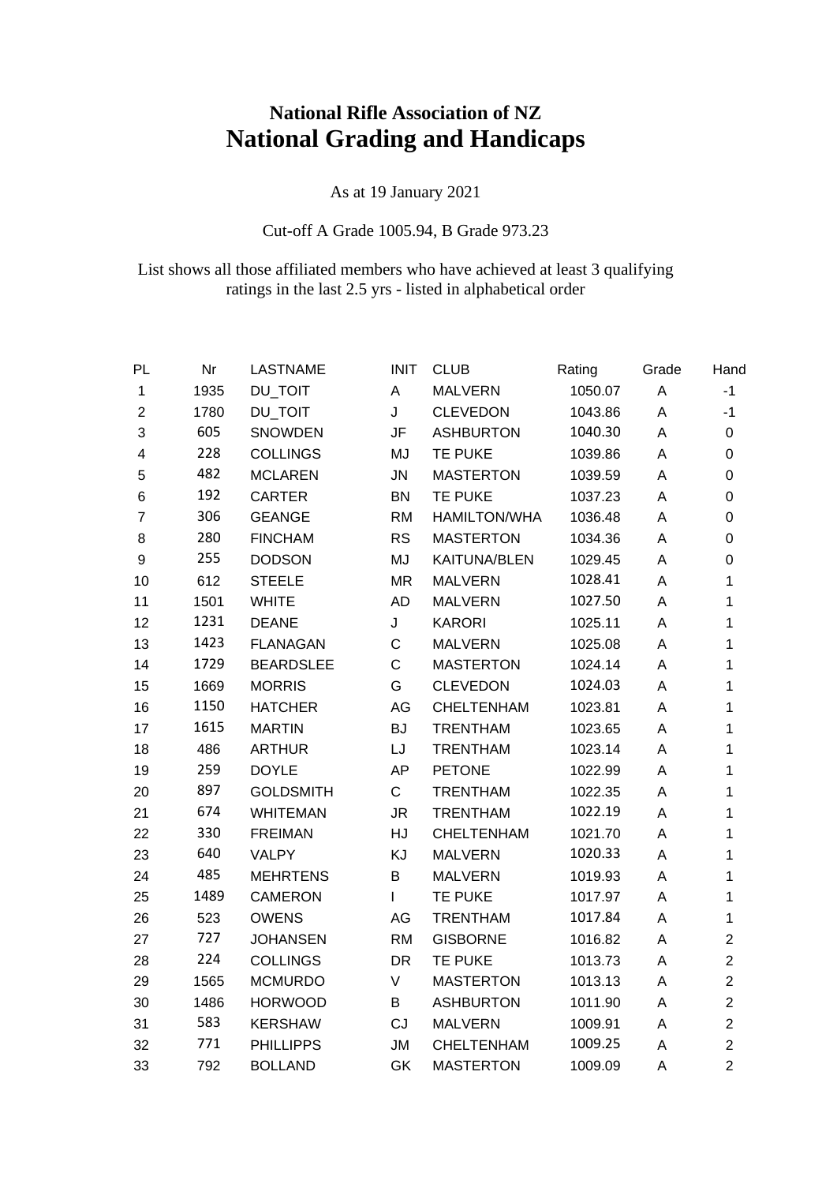**National Rifle Association of NZ**

# National Grading and Handicaps

As at 19 January 2021

Cut-off A Grade 1005.94, B Grade 973.23

List shows all those affiliated members who have achieved at least 3 qualifying ratings in the last 2.5 yrs - listed in alphabetical order

| PL | Nr | LASTNAME | INIT | CLUB | Rating | Grade | Hand |
|---|---|---|---|---|---|---|---|
| 1 | 1935 | DU_TOIT | A | MALVERN | 1050.07 | A | -1 |
| 2 | 1780 | DU_TOIT | J | CLEVEDON | 1043.86 | A | -1 |
| 3 | 605 | SNOWDEN | JF | ASHBURTON | 1040.30 | A | 0 |
| 4 | 228 | COLLINGS | MJ | TE PUKE | 1039.86 | A | 0 |
| 5 | 482 | MCLAREN | JN | MASTERTON | 1039.59 | A | 0 |
| 6 | 192 | CARTER | BN | TE PUKE | 1037.23 | A | 0 |
| 7 | 306 | GEANGE | RM | HAMILTON/WHA | 1036.48 | A | 0 |
| 8 | 280 | FINCHAM | RS | MASTERTON | 1034.36 | A | 0 |
| 9 | 255 | DODSON | MJ | KAITUNA/BLEN | 1029.45 | A | 0 |
| 10 | 612 | STEELE | MR | MALVERN | 1028.41 | A | 1 |
| 11 | 1501 | WHITE | AD | MALVERN | 1027.50 | A | 1 |
| 12 | 1231 | DEANE | J | KARORI | 1025.11 | A | 1 |
| 13 | 1423 | FLANAGAN | C | MALVERN | 1025.08 | A | 1 |
| 14 | 1729 | BEARDSLEE | C | MASTERTON | 1024.14 | A | 1 |
| 15 | 1669 | MORRIS | G | CLEVEDON | 1024.03 | A | 1 |
| 16 | 1150 | HATCHER | AG | CHELTENHAM | 1023.81 | A | 1 |
| 17 | 1615 | MARTIN | BJ | TRENTHAM | 1023.65 | A | 1 |
| 18 | 486 | ARTHUR | LJ | TRENTHAM | 1023.14 | A | 1 |
| 19 | 259 | DOYLE | AP | PETONE | 1022.99 | A | 1 |
| 20 | 897 | GOLDSMITH | C | TRENTHAM | 1022.35 | A | 1 |
| 21 | 674 | WHITEMAN | JR | TRENTHAM | 1022.19 | A | 1 |
| 22 | 330 | FREIMAN | HJ | CHELTENHAM | 1021.70 | A | 1 |
| 23 | 640 | VALPY | KJ | MALVERN | 1020.33 | A | 1 |
| 24 | 485 | MEHRTENS | B | MALVERN | 1019.93 | A | 1 |
| 25 | 1489 | CAMERON | I | TE PUKE | 1017.97 | A | 1 |
| 26 | 523 | OWENS | AG | TRENTHAM | 1017.84 | A | 1 |
| 27 | 727 | JOHANSEN | RM | GISBORNE | 1016.82 | A | 2 |
| 28 | 224 | COLLINGS | DR | TE PUKE | 1013.73 | A | 2 |
| 29 | 1565 | MCMURDO | V | MASTERTON | 1013.13 | A | 2 |
| 30 | 1486 | HORWOOD | B | ASHBURTON | 1011.90 | A | 2 |
| 31 | 583 | KERSHAW | CJ | MALVERN | 1009.91 | A | 2 |
| 32 | 771 | PHILLIPPS | JM | CHELTENHAM | 1009.25 | A | 2 |
| 33 | 792 | BOLLAND | GK | MASTERTON | 1009.09 | A | 2 |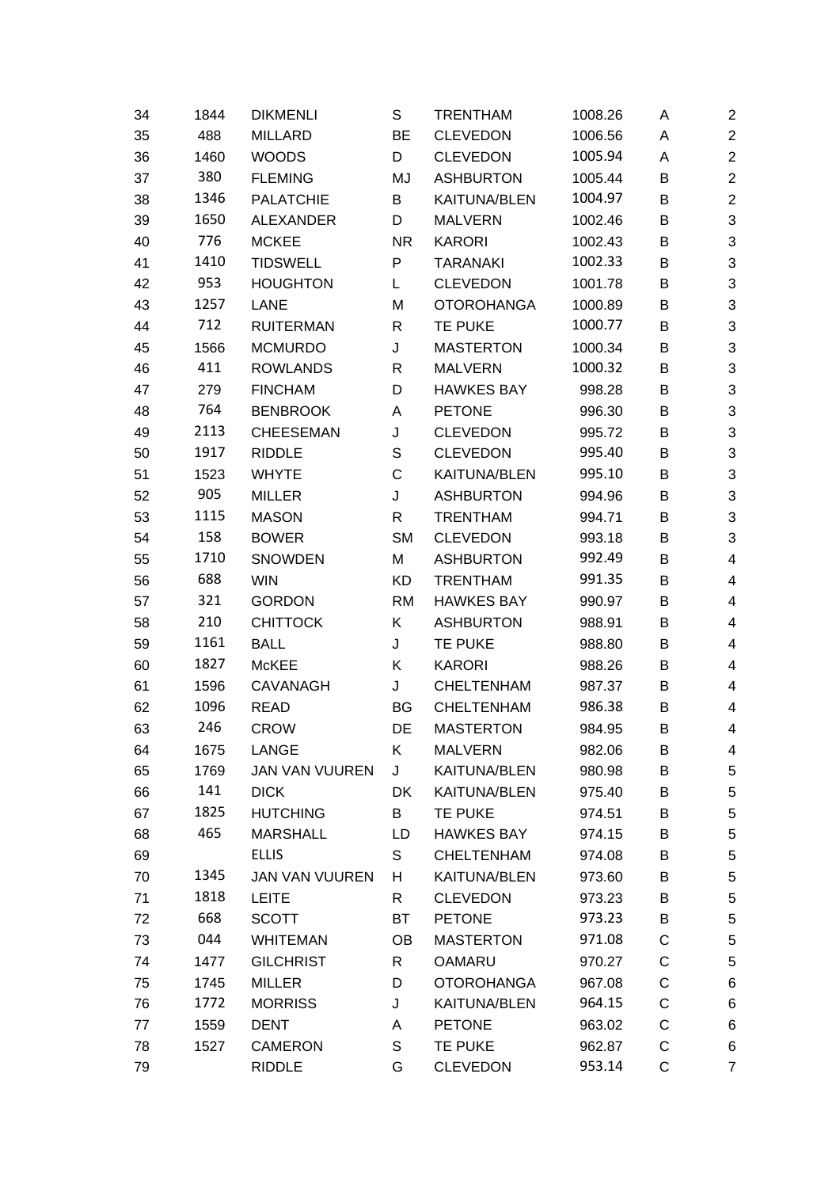| | | | | | | | |
|---|---|---|---|---|---|---|---|
| 34 | 1844 | DIKMENLI | S | TRENTHAM | 1008.26 | A | 2 |
| 35 | 488 | MILLARD | BE | CLEVEDON | 1006.56 | A | 2 |
| 36 | 1460 | WOODS | D | CLEVEDON | 1005.94 | A | 2 |
| 37 | 380 | FLEMING | MJ | ASHBURTON | 1005.44 | B | 2 |
| 38 | 1346 | PALATCHIE | B | KAITUNA/BLEN | 1004.97 | B | 2 |
| 39 | 1650 | ALEXANDER | D | MALVERN | 1002.46 | B | 3 |
| 40 | 776 | MCKEE | NR | KARORI | 1002.43 | B | 3 |
| 41 | 1410 | TIDSWELL | P | TARANAKI | 1002.33 | B | 3 |
| 42 | 953 | HOUGHTON | L | CLEVEDON | 1001.78 | B | 3 |
| 43 | 1257 | LANE | M | OTOROHANGA | 1000.89 | B | 3 |
| 44 | 712 | RUITERMAN | R | TE PUKE | 1000.77 | B | 3 |
| 45 | 1566 | MCMURDO | J | MASTERTON | 1000.34 | B | 3 |
| 46 | 411 | ROWLANDS | R | MALVERN | 1000.32 | B | 3 |
| 47 | 279 | FINCHAM | D | HAWKES BAY | 998.28 | B | 3 |
| 48 | 764 | BENBROOK | A | PETONE | 996.30 | B | 3 |
| 49 | 2113 | CHEESEMAN | J | CLEVEDON | 995.72 | B | 3 |
| 50 | 1917 | RIDDLE | S | CLEVEDON | 995.40 | B | 3 |
| 51 | 1523 | WHYTE | C | KAITUNA/BLEN | 995.10 | B | 3 |
| 52 | 905 | MILLER | J | ASHBURTON | 994.96 | B | 3 |
| 53 | 1115 | MASON | R | TRENTHAM | 994.71 | B | 3 |
| 54 | 158 | BOWER | SM | CLEVEDON | 993.18 | B | 3 |
| 55 | 1710 | SNOWDEN | M | ASHBURTON | 992.49 | B | 4 |
| 56 | 688 | WIN | KD | TRENTHAM | 991.35 | B | 4 |
| 57 | 321 | GORDON | RM | HAWKES BAY | 990.97 | B | 4 |
| 58 | 210 | CHITTOCK | K | ASHBURTON | 988.91 | B | 4 |
| 59 | 1161 | BALL | J | TE PUKE | 988.80 | B | 4 |
| 60 | 1827 | McKEE | K | KARORI | 988.26 | B | 4 |
| 61 | 1596 | CAVANAGH | J | CHELTENHAM | 987.37 | B | 4 |
| 62 | 1096 | READ | BG | CHELTENHAM | 986.38 | B | 4 |
| 63 | 246 | CROW | DE | MASTERTON | 984.95 | B | 4 |
| 64 | 1675 | LANGE | K | MALVERN | 982.06 | B | 4 |
| 65 | 1769 | JAN VAN VUUREN | J | KAITUNA/BLEN | 980.98 | B | 5 |
| 66 | 141 | DICK | DK | KAITUNA/BLEN | 975.40 | B | 5 |
| 67 | 1825 | HUTCHING | B | TE PUKE | 974.51 | B | 5 |
| 68 | 465 | MARSHALL | LD | HAWKES BAY | 974.15 | B | 5 |
| 69 | | ELLIS | S | CHELTENHAM | 974.08 | B | 5 |
| 70 | 1345 | JAN VAN VUUREN | H | KAITUNA/BLEN | 973.60 | B | 5 |
| 71 | 1818 | LEITE | R | CLEVEDON | 973.23 | B | 5 |
| 72 | 668 | SCOTT | BT | PETONE | 973.23 | B | 5 |
| 73 | 044 | WHITEMAN | OB | MASTERTON | 971.08 | C | 5 |
| 74 | 1477 | GILCHRIST | R | OAMARU | 970.27 | C | 5 |
| 75 | 1745 | MILLER | D | OTOROHANGA | 967.08 | C | 6 |
| 76 | 1772 | MORRISS | J | KAITUNA/BLEN | 964.15 | C | 6 |
| 77 | 1559 | DENT | A | PETONE | 963.02 | C | 6 |
| 78 | 1527 | CAMERON | S | TE PUKE | 962.87 | C | 6 |
| 79 | | RIDDLE | G | CLEVEDON | 953.14 | C | 7 |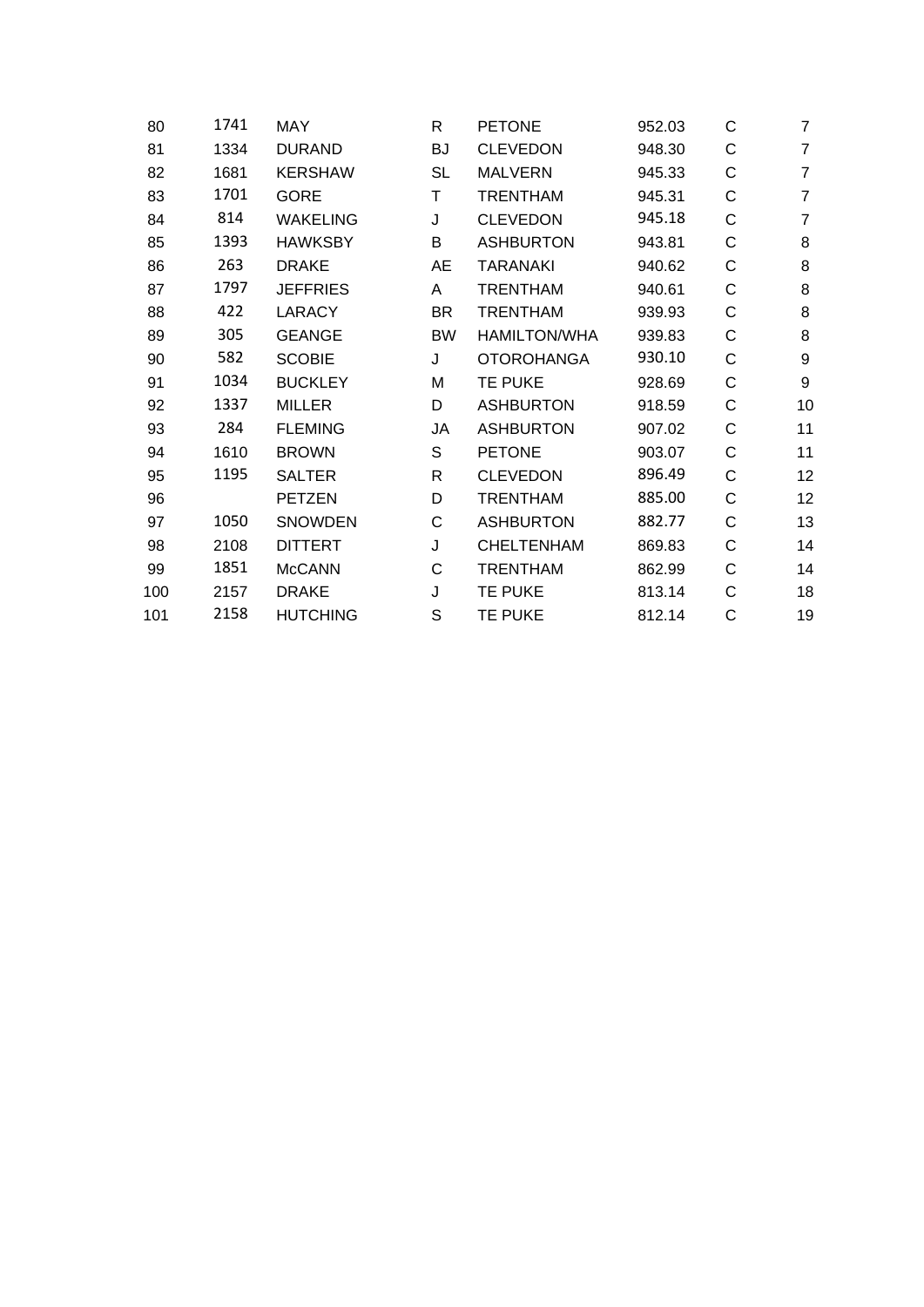| | | | | | | | |
|---|---|---|---|---|---|---|---|
| 80 | 1741 | MAY | R | PETONE | 952.03 | C | 7 |
| 81 | 1334 | DURAND | BJ | CLEVEDON | 948.30 | C | 7 |
| 82 | 1681 | KERSHAW | SL | MALVERN | 945.33 | C | 7 |
| 83 | 1701 | GORE | T | TRENTHAM | 945.31 | C | 7 |
| 84 | 814 | WAKELING | J | CLEVEDON | 945.18 | C | 7 |
| 85 | 1393 | HAWKSBY | B | ASHBURTON | 943.81 | C | 8 |
| 86 | 263 | DRAKE | AE | TARANAKI | 940.62 | C | 8 |
| 87 | 1797 | JEFFRIES | A | TRENTHAM | 940.61 | C | 8 |
| 88 | 422 | LARACY | BR | TRENTHAM | 939.93 | C | 8 |
| 89 | 305 | GEANGE | BW | HAMILTON/WHA | 939.83 | C | 8 |
| 90 | 582 | SCOBIE | J | OTOROHANGA | 930.10 | C | 9 |
| 91 | 1034 | BUCKLEY | M | TE PUKE | 928.69 | C | 9 |
| 92 | 1337 | MILLER | D | ASHBURTON | 918.59 | C | 10 |
| 93 | 284 | FLEMING | JA | ASHBURTON | 907.02 | C | 11 |
| 94 | 1610 | BROWN | S | PETONE | 903.07 | C | 11 |
| 95 | 1195 | SALTER | R | CLEVEDON | 896.49 | C | 12 |
| 96 | | PETZEN | D | TRENTHAM | 885.00 | C | 12 |
| 97 | 1050 | SNOWDEN | C | ASHBURTON | 882.77 | C | 13 |
| 98 | 2108 | DITTERT | J | CHELTENHAM | 869.83 | C | 14 |
| 99 | 1851 | McCANN | C | TRENTHAM | 862.99 | C | 14 |
| 100 | 2157 | DRAKE | J | TE PUKE | 813.14 | C | 18 |
| 101 | 2158 | HUTCHING | S | TE PUKE | 812.14 | C | 19 |